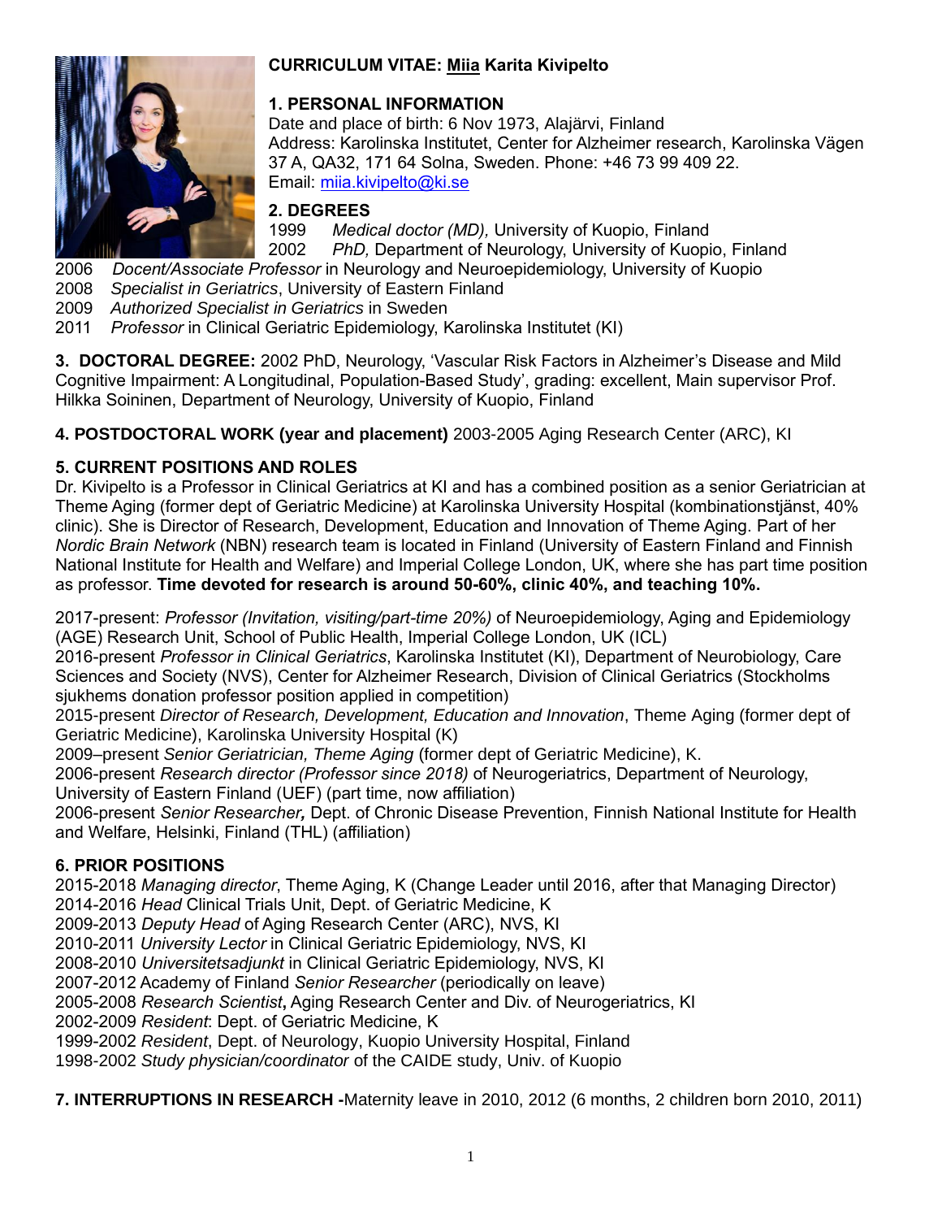# CURRICULUM VITAE: Miia Karita Kivipelto

## 1. PERSONAL INFORMATION

Date and place of birth: 6 Nov 1973, Alajärvi, Finland
Address: Karolinska Institutet, Center for Alzheimer research, Karolinska Vägen 37 A, QA32, 171 64 Solna, Sweden. Phone: +46 73 99 409 22.
Email: miia.kivipelto@ki.se

## 2. DEGREES

1999 *Medical doctor (MD),* University of Kuopio, Finland
2002 *PhD,* Department of Neurology, University of Kuopio, Finland
2006 *Docent/Associate Professor* in Neurology and Neuroepidemiology, University of Kuopio
2008 *Specialist in Geriatrics*, University of Eastern Finland
2009 *Authorized Specialist in Geriatrics* in Sweden
2011 *Professor* in Clinical Geriatric Epidemiology, Karolinska Institutet (KI)

**3. DOCTORAL DEGREE:** 2002 PhD, Neurology, 'Vascular Risk Factors in Alzheimer's Disease and Mild Cognitive Impairment: A Longitudinal, Population-Based Study', grading: excellent, Main supervisor Prof. Hilkka Soininen, Department of Neurology, University of Kuopio, Finland

**4. POSTDOCTORAL WORK (year and placement)** 2003-2005 Aging Research Center (ARC), KI

## 5. CURRENT POSITIONS AND ROLES

Dr. Kivipelto is a Professor in Clinical Geriatrics at KI and has a combined position as a senior Geriatrician at Theme Aging (former dept of Geriatric Medicine) at Karolinska University Hospital (kombinationstjänst, 40% clinic). She is Director of Research, Development, Education and Innovation of Theme Aging. Part of her *Nordic Brain Network* (NBN) research team is located in Finland (University of Eastern Finland and Finnish National Institute for Health and Welfare) and Imperial College London, UK, where she has part time position as professor. **Time devoted for research is around 50-60%, clinic 40%, and teaching 10%.**

2017-present: *Professor (Invitation, visiting/part-time 20%)* of Neuroepidemiology, Aging and Epidemiology (AGE) Research Unit, School of Public Health, Imperial College London, UK (ICL)
2016-present *Professor in Clinical Geriatrics*, Karolinska Institutet (KI), Department of Neurobiology, Care Sciences and Society (NVS), Center for Alzheimer Research, Division of Clinical Geriatrics (Stockholms sjukhems donation professor position applied in competition)
2015-present *Director of Research, Development, Education and Innovation*, Theme Aging (former dept of Geriatric Medicine), Karolinska University Hospital (K)
2009–present *Senior Geriatrician, Theme Aging* (former dept of Geriatric Medicine), K.
2006-present *Research director (Professor since 2018)* of Neurogeriatrics, Department of Neurology, University of Eastern Finland (UEF) (part time, now affiliation)
2006-present *Senior Researcher*, Dept. of Chronic Disease Prevention, Finnish National Institute for Health and Welfare, Helsinki, Finland (THL) (affiliation)

## 6. PRIOR POSITIONS

2015-2018 *Managing director*, Theme Aging, K (Change Leader until 2016, after that Managing Director)
2014-2016 *Head* Clinical Trials Unit, Dept. of Geriatric Medicine, K
2009-2013 *Deputy Head* of Aging Research Center (ARC), NVS, KI
2010-2011 *University Lector* in Clinical Geriatric Epidemiology, NVS, KI
2008-2010 *Universitetsadjunkt* in Clinical Geriatric Epidemiology, NVS, KI
2007-2012 Academy of Finland *Senior Researcher* (periodically on leave)
2005-2008 *Research Scientist*, Aging Research Center and Div. of Neurogeriatrics, KI
2002-2009 *Resident*: Dept. of Geriatric Medicine, K
1999-2002 *Resident*, Dept. of Neurology, Kuopio University Hospital, Finland
1998-2002 *Study physician/coordinator* of the CAIDE study, Univ. of Kuopio

**7. INTERRUPTIONS IN RESEARCH -**Maternity leave in 2010, 2012 (6 months, 2 children born 2010, 2011)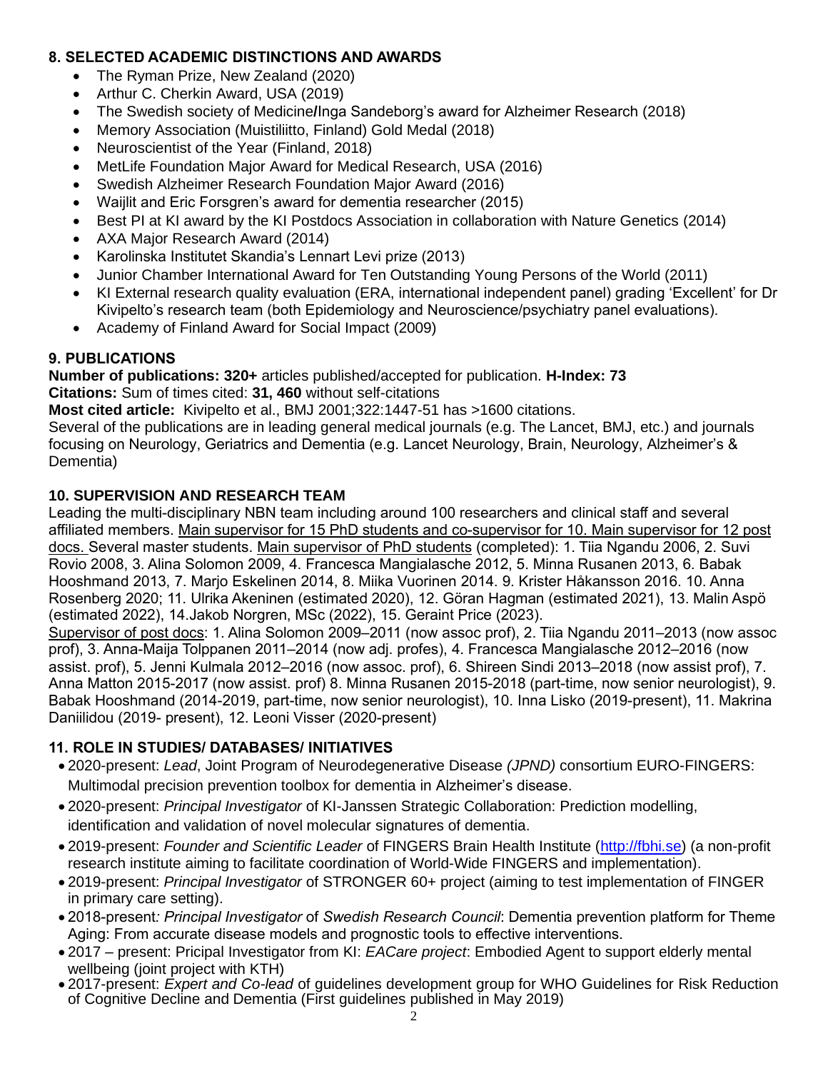## 8. SELECTED ACADEMIC DISTINCTIONS AND AWARDS

- The Ryman Prize, New Zealand (2020)
- Arthur C. Cherkin Award, USA (2019)
- The Swedish society of Medicine/Inga Sandeborg's award for Alzheimer Research (2018)
- Memory Association (Muistiliitto, Finland) Gold Medal (2018)
- Neuroscientist of the Year (Finland, 2018)
- MetLife Foundation Major Award for Medical Research, USA (2016)
- Swedish Alzheimer Research Foundation Major Award (2016)
- Waijlit and Eric Forsgren's award for dementia researcher (2015)
- Best PI at KI award by the KI Postdocs Association in collaboration with Nature Genetics (2014)
- AXA Major Research Award (2014)
- Karolinska Institutet Skandia's Lennart Levi prize (2013)
- Junior Chamber International Award for Ten Outstanding Young Persons of the World (2011)
- KI External research quality evaluation (ERA, international independent panel) grading 'Excellent' for Dr Kivipelto's research team (both Epidemiology and Neuroscience/psychiatry panel evaluations).
- Academy of Finland Award for Social Impact (2009)

## 9. PUBLICATIONS

**Number of publications: 320+** articles published/accepted for publication. **H-Index: 73**
**Citations:** Sum of times cited: **31, 460** without self-citations
**Most cited article:** Kivipelto et al., BMJ 2001;322:1447-51 has >1600 citations.
Several of the publications are in leading general medical journals (e.g. The Lancet, BMJ, etc.) and journals focusing on Neurology, Geriatrics and Dementia (e.g. Lancet Neurology, Brain, Neurology, Alzheimer's & Dementia)

## 10. SUPERVISION AND RESEARCH TEAM

Leading the multi-disciplinary NBN team including around 100 researchers and clinical staff and several affiliated members. Main supervisor for 15 PhD students and co-supervisor for 10. Main supervisor for 12 post docs. Several master students. Main supervisor of PhD students (completed): 1. Tiia Ngandu 2006, 2. Suvi Rovio 2008, 3. Alina Solomon 2009, 4. Francesca Mangialasche 2012, 5. Minna Rusanen 2013, 6. Babak Hooshmand 2013, 7. Marjo Eskelinen 2014, 8. Miika Vuorinen 2014. 9. Krister Håkansson 2016. 10. Anna Rosenberg 2020; 11. Ulrika Akeninen (estimated 2020), 12. Göran Hagman (estimated 2021), 13. Malin Aspö (estimated 2022), 14.Jakob Norgren, MSc (2022), 15. Geraint Price (2023).
Supervisor of post docs: 1. Alina Solomon 2009–2011 (now assoc prof), 2. Tiia Ngandu 2011–2013 (now assoc prof), 3. Anna-Maija Tolppanen 2011–2014 (now adj. profes), 4. Francesca Mangialasche 2012–2016 (now assist. prof), 5. Jenni Kulmala 2012–2016 (now assoc. prof), 6. Shireen Sindi 2013–2018 (now assist prof), 7. Anna Matton 2015-2017 (now assist. prof) 8. Minna Rusanen 2015-2018 (part-time, now senior neurologist), 9. Babak Hooshmand (2014-2019, part-time, now senior neurologist), 10. Inna Lisko (2019-present), 11. Makrina Daniilidou (2019- present), 12. Leoni Visser (2020-present)

## 11. ROLE IN STUDIES/ DATABASES/ INITIATIVES

- 2020-present: *Lead*, Joint Program of Neurodegenerative Disease *(JPND)* consortium EURO-FINGERS: Multimodal precision prevention toolbox for dementia in Alzheimer's disease.
- 2020-present: *Principal Investigator* of KI-Janssen Strategic Collaboration: Prediction modelling, identification and validation of novel molecular signatures of dementia.
- 2019-present: *Founder and Scientific Leader* of FINGERS Brain Health Institute (http://fbhi.se) (a non-profit research institute aiming to facilitate coordination of World-Wide FINGERS and implementation).
- 2019-present: *Principal Investigator* of STRONGER 60+ project (aiming to test implementation of FINGER in primary care setting).
- 2018-present*: Principal Investigator* of *Swedish Research Council*: Dementia prevention platform for Theme Aging: From accurate disease models and prognostic tools to effective interventions.
- 2017 – present: Pricipal Investigator from KI: *EACare project*: Embodied Agent to support elderly mental wellbeing (joint project with KTH)
- 2017-present: *Expert and Co-lead* of guidelines development group for WHO Guidelines for Risk Reduction of Cognitive Decline and Dementia (First guidelines published in May 2019)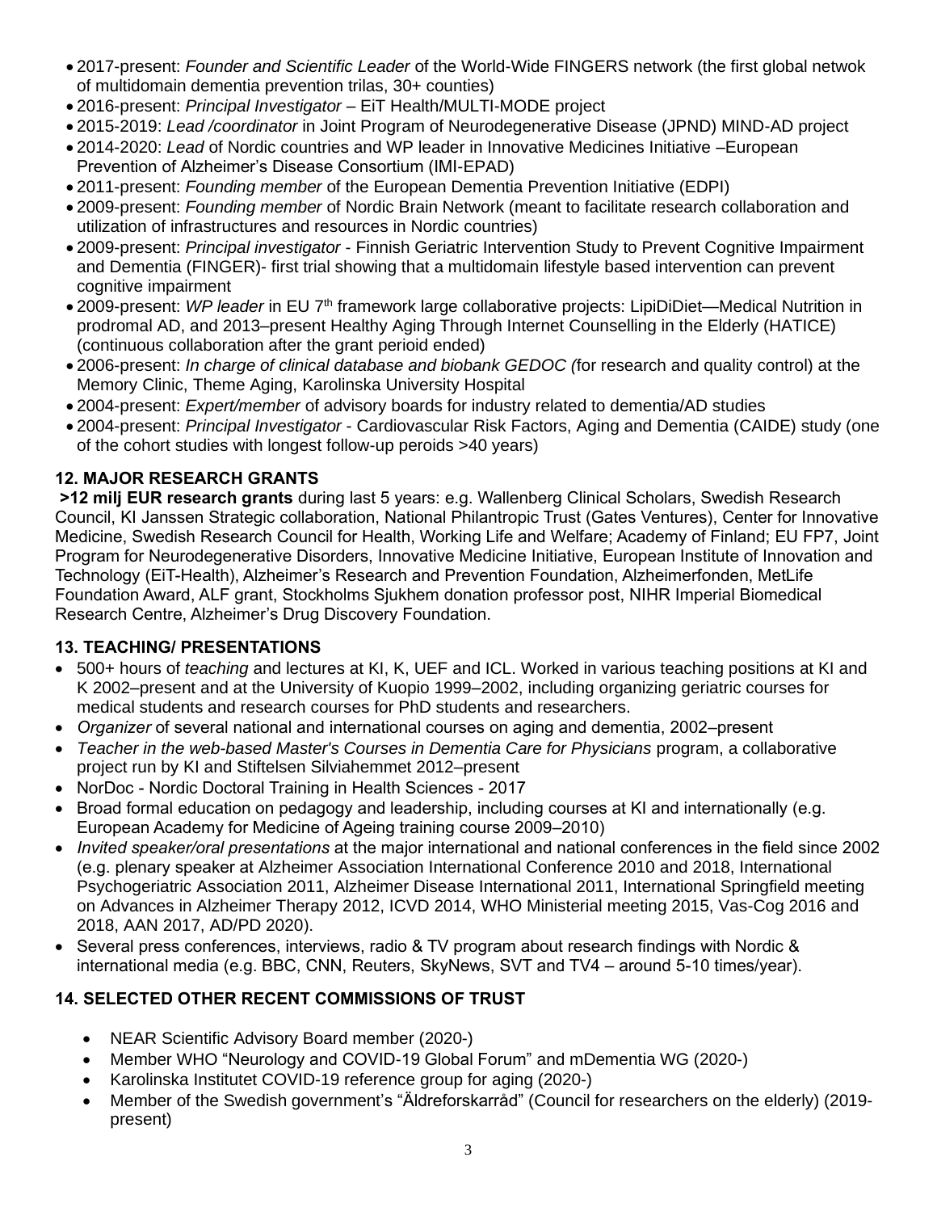- 2017-present: *Founder and Scientific Leader* of the World-Wide FINGERS network (the first global netwok of multidomain dementia prevention trilas, 30+ counties)
- 2016-present: *Principal Investigator* – EiT Health/MULTI-MODE project
- 2015-2019: *Lead /coordinator* in Joint Program of Neurodegenerative Disease (JPND) MIND-AD project
- 2014-2020: *Lead* of Nordic countries and WP leader in Innovative Medicines Initiative –European Prevention of Alzheimer's Disease Consortium (IMI-EPAD)
- 2011-present: *Founding member* of the European Dementia Prevention Initiative (EDPI)
- 2009-present: *Founding member* of Nordic Brain Network (meant to facilitate research collaboration and utilization of infrastructures and resources in Nordic countries)
- 2009-present: *Principal investigator* - Finnish Geriatric Intervention Study to Prevent Cognitive Impairment and Dementia (FINGER)- first trial showing that a multidomain lifestyle based intervention can prevent cognitive impairment
- 2009-present: *WP leader* in EU 7th framework large collaborative projects: LipiDiDiet—Medical Nutrition in prodromal AD, and 2013–present Healthy Aging Through Internet Counselling in the Elderly (HATICE) (continuous collaboration after the grant perioid ended)
- 2006-present: *In charge of clinical database and biobank GEDOC (*for research and quality control) at the Memory Clinic, Theme Aging, Karolinska University Hospital
- 2004-present: *Expert/member* of advisory boards for industry related to dementia/AD studies
- 2004-present: *Principal Investigator* - Cardiovascular Risk Factors, Aging and Dementia (CAIDE) study (one of the cohort studies with longest follow-up peroids >40 years)

## 12. MAJOR RESEARCH GRANTS

**>12 milj EUR research grants** during last 5 years: e.g. Wallenberg Clinical Scholars, Swedish Research Council, KI Janssen Strategic collaboration, National Philantropic Trust (Gates Ventures), Center for Innovative Medicine, Swedish Research Council for Health, Working Life and Welfare; Academy of Finland; EU FP7, Joint Program for Neurodegenerative Disorders, Innovative Medicine Initiative, European Institute of Innovation and Technology (EiT-Health), Alzheimer's Research and Prevention Foundation, Alzheimerfonden, MetLife Foundation Award, ALF grant, Stockholms Sjukhem donation professor post, NIHR Imperial Biomedical Research Centre, Alzheimer's Drug Discovery Foundation.

## 13. TEACHING/ PRESENTATIONS

- 500+ hours of *teaching* and lectures at KI, K, UEF and ICL. Worked in various teaching positions at KI and K 2002–present and at the University of Kuopio 1999–2002, including organizing geriatric courses for medical students and research courses for PhD students and researchers.
- *Organizer* of several national and international courses on aging and dementia, 2002–present
- *Teacher in the web-based Master's Courses in Dementia Care for Physicians* program, a collaborative project run by KI and Stiftelsen Silviahemmet 2012–present
- NorDoc - Nordic Doctoral Training in Health Sciences - 2017
- Broad formal education on pedagogy and leadership, including courses at KI and internationally (e.g. European Academy for Medicine of Ageing training course 2009–2010)
- *Invited speaker/oral presentations* at the major international and national conferences in the field since 2002 (e.g. plenary speaker at Alzheimer Association International Conference 2010 and 2018, International Psychogeriatric Association 2011, Alzheimer Disease International 2011, International Springfield meeting on Advances in Alzheimer Therapy 2012, ICVD 2014, WHO Ministerial meeting 2015, Vas-Cog 2016 and 2018, AAN 2017, AD/PD 2020).
- Several press conferences, interviews, radio & TV program about research findings with Nordic & international media (e.g. BBC, CNN, Reuters, SkyNews, SVT and TV4 – around 5-10 times/year).

## 14. SELECTED OTHER RECENT COMMISSIONS OF TRUST

- NEAR Scientific Advisory Board member (2020-)
- Member WHO "Neurology and COVID-19 Global Forum" and mDementia WG (2020-)
- Karolinska Institutet COVID-19 reference group for aging (2020-)
- Member of the Swedish government's "Äldreforskarråd" (Council for researchers on the elderly) (2019-present)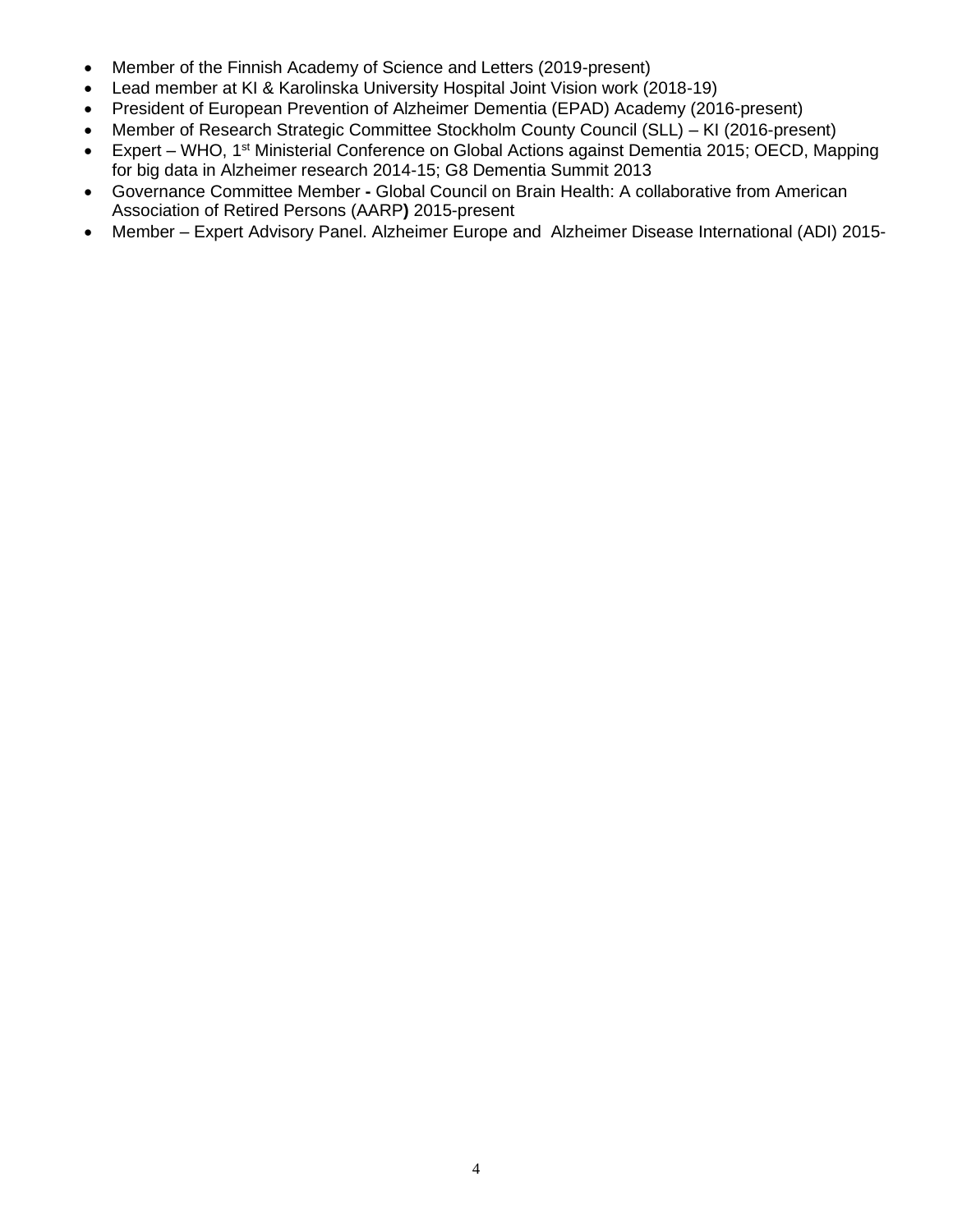- Member of the Finnish Academy of Science and Letters (2019-present)
- Lead member at KI & Karolinska University Hospital Joint Vision work (2018-19)
- President of European Prevention of Alzheimer Dementia (EPAD) Academy (2016-present)
- Member of Research Strategic Committee Stockholm County Council (SLL) – KI (2016-present)
- Expert – WHO, 1st Ministerial Conference on Global Actions against Dementia 2015; OECD, Mapping for big data in Alzheimer research 2014-15; G8 Dementia Summit 2013
- Governance Committee Member **-** Global Council on Brain Health: A collaborative from American Association of Retired Persons (AARP**)** 2015-present
- Member – Expert Advisory Panel. Alzheimer Europe and Alzheimer Disease International (ADI) 2015-